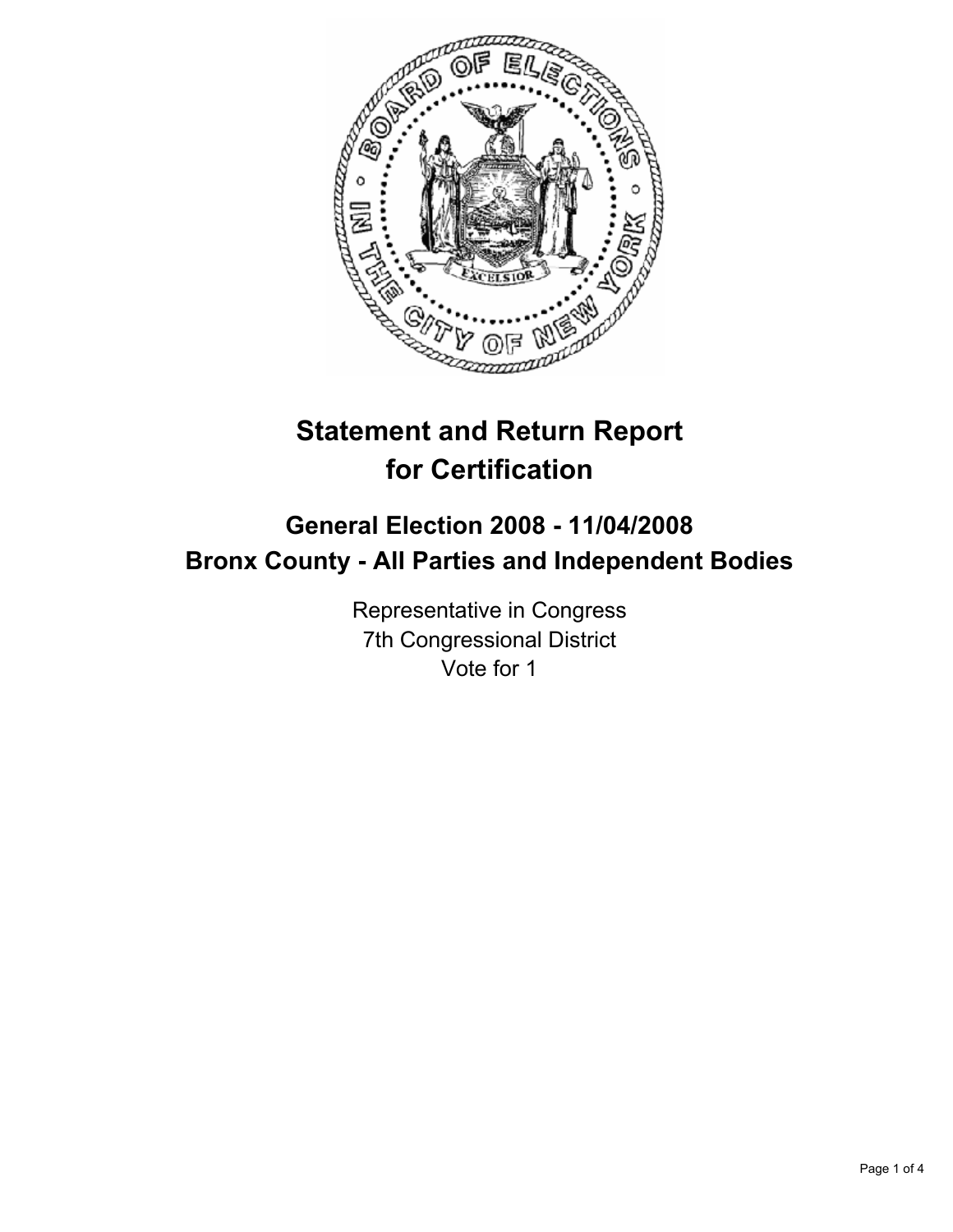# Statement and Return Report for Certification

## General Election 2008 - 11/04/2008
## Bronx County - All Parties and Independent Bodies

Representative in Congress
7th Congressional District
Vote for 1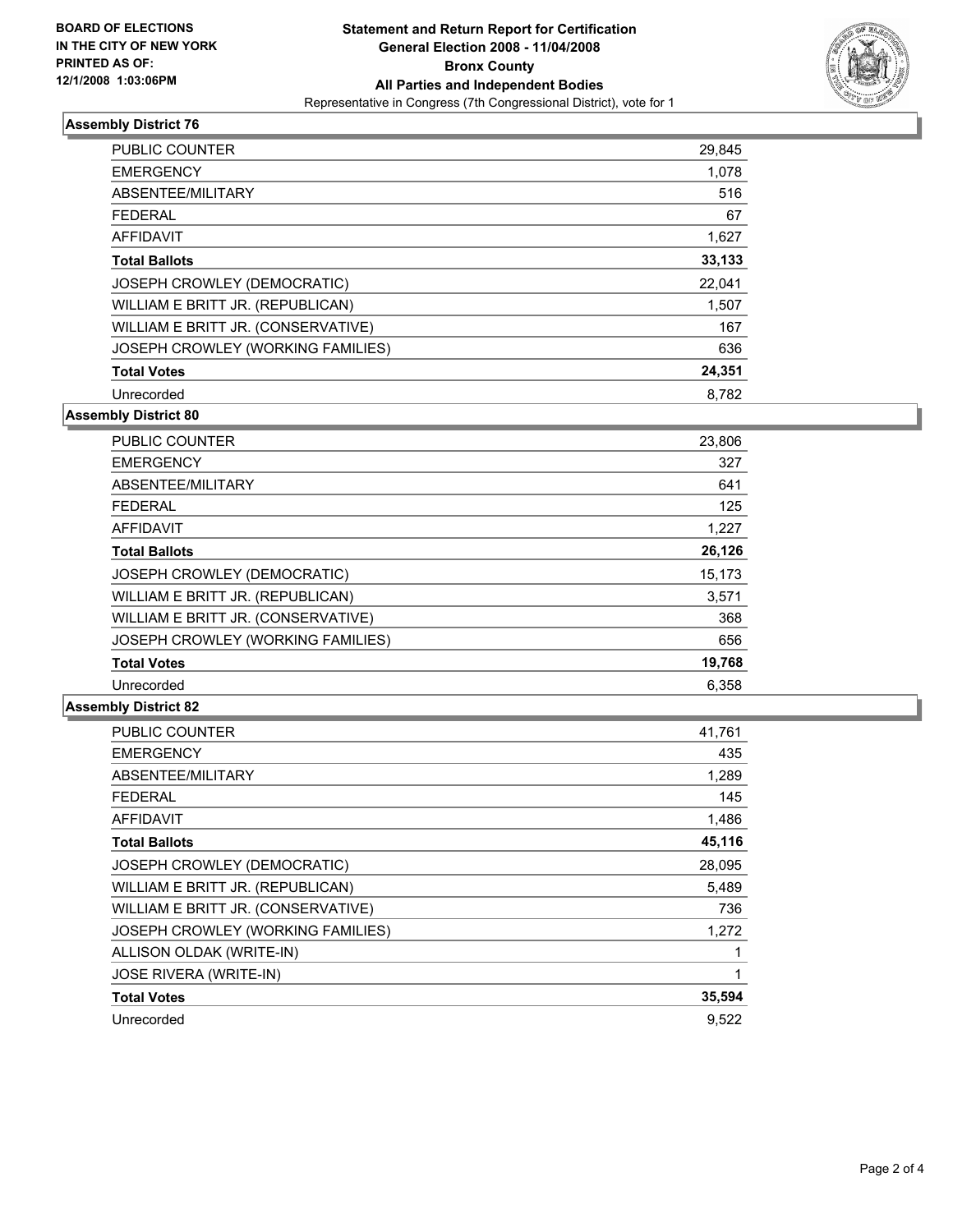BOARD OF ELECTIONS
IN THE CITY OF NEW YORK
PRINTED AS OF:
12/1/2008 1:03:06PM

# Statement and Return Report for Certification
## General Election 2008 - 11/04/2008
## Bronx County
## All Parties and Independent Bodies
Representative in Congress (7th Congressional District), vote for 1

### Assembly District 76

| | |
|---|---|
| PUBLIC COUNTER | 29,845 |
| EMERGENCY | 1,078 |
| ABSENTEE/MILITARY | 516 |
| FEDERAL | 67 |
| AFFIDAVIT | 1,627 |
| **Total Ballots** | **33,133** |
| JOSEPH CROWLEY (DEMOCRATIC) | 22,041 |
| WILLIAM E BRITT JR. (REPUBLICAN) | 1,507 |
| WILLIAM E BRITT JR. (CONSERVATIVE) | 167 |
| JOSEPH CROWLEY (WORKING FAMILIES) | 636 |
| **Total Votes** | **24,351** |
| Unrecorded | 8,782 |

### Assembly District 80

| | |
|---|---|
| PUBLIC COUNTER | 23,806 |
| EMERGENCY | 327 |
| ABSENTEE/MILITARY | 641 |
| FEDERAL | 125 |
| AFFIDAVIT | 1,227 |
| **Total Ballots** | **26,126** |
| JOSEPH CROWLEY (DEMOCRATIC) | 15,173 |
| WILLIAM E BRITT JR. (REPUBLICAN) | 3,571 |
| WILLIAM E BRITT JR. (CONSERVATIVE) | 368 |
| JOSEPH CROWLEY (WORKING FAMILIES) | 656 |
| **Total Votes** | **19,768** |
| Unrecorded | 6,358 |

### Assembly District 82

| | |
|---|---|
| PUBLIC COUNTER | 41,761 |
| EMERGENCY | 435 |
| ABSENTEE/MILITARY | 1,289 |
| FEDERAL | 145 |
| AFFIDAVIT | 1,486 |
| **Total Ballots** | **45,116** |
| JOSEPH CROWLEY (DEMOCRATIC) | 28,095 |
| WILLIAM E BRITT JR. (REPUBLICAN) | 5,489 |
| WILLIAM E BRITT JR. (CONSERVATIVE) | 736 |
| JOSEPH CROWLEY (WORKING FAMILIES) | 1,272 |
| ALLISON OLDAK (WRITE-IN) | 1 |
| JOSE RIVERA (WRITE-IN) | 1 |
| **Total Votes** | **35,594** |
| Unrecorded | 9,522 |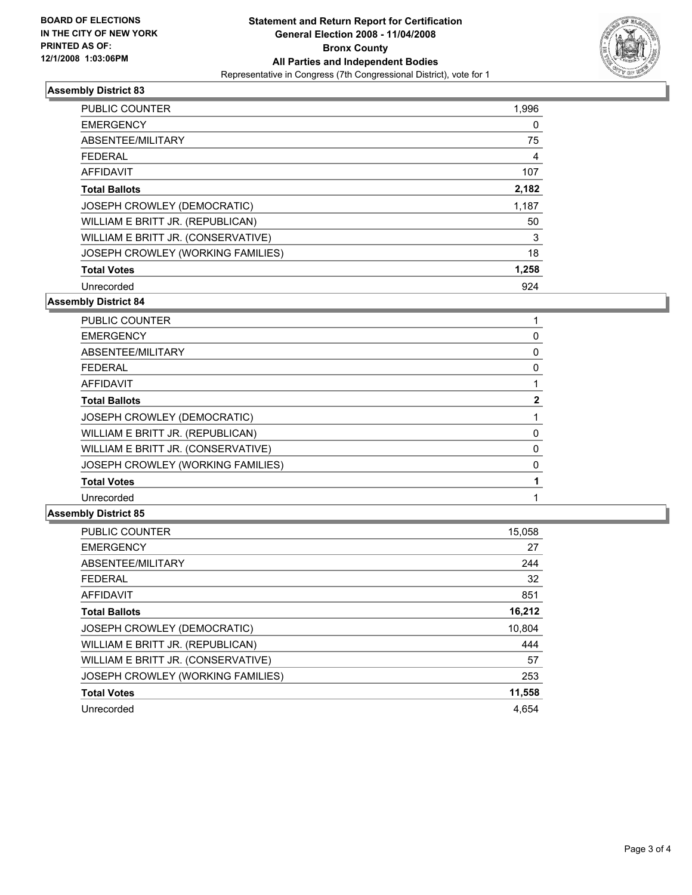BOARD OF ELECTIONS
IN THE CITY OF NEW YORK
PRINTED AS OF:
12/1/2008 1:03:06PM

**Statement and Return Report for Certification**
**General Election 2008 - 11/04/2008**
**Bronx County**
**All Parties and Independent Bodies**
Representative in Congress (7th Congressional District), vote for 1

### Assembly District 83

| | |
|---|---|
| PUBLIC COUNTER | 1,996 |
| EMERGENCY | 0 |
| ABSENTEE/MILITARY | 75 |
| FEDERAL | 4 |
| AFFIDAVIT | 107 |
| **Total Ballots** | **2,182** |
| JOSEPH CROWLEY (DEMOCRATIC) | 1,187 |
| WILLIAM E BRITT JR. (REPUBLICAN) | 50 |
| WILLIAM E BRITT JR. (CONSERVATIVE) | 3 |
| JOSEPH CROWLEY (WORKING FAMILIES) | 18 |
| **Total Votes** | **1,258** |
| Unrecorded | 924 |

### Assembly District 84

| | |
|---|---|
| PUBLIC COUNTER | 1 |
| EMERGENCY | 0 |
| ABSENTEE/MILITARY | 0 |
| FEDERAL | 0 |
| AFFIDAVIT | 1 |
| **Total Ballots** | **2** |
| JOSEPH CROWLEY (DEMOCRATIC) | 1 |
| WILLIAM E BRITT JR. (REPUBLICAN) | 0 |
| WILLIAM E BRITT JR. (CONSERVATIVE) | 0 |
| JOSEPH CROWLEY (WORKING FAMILIES) | 0 |
| **Total Votes** | **1** |
| Unrecorded | 1 |

### Assembly District 85

| | |
|---|---|
| PUBLIC COUNTER | 15,058 |
| EMERGENCY | 27 |
| ABSENTEE/MILITARY | 244 |
| FEDERAL | 32 |
| AFFIDAVIT | 851 |
| **Total Ballots** | **16,212** |
| JOSEPH CROWLEY (DEMOCRATIC) | 10,804 |
| WILLIAM E BRITT JR. (REPUBLICAN) | 444 |
| WILLIAM E BRITT JR. (CONSERVATIVE) | 57 |
| JOSEPH CROWLEY (WORKING FAMILIES) | 253 |
| **Total Votes** | **11,558** |
| Unrecorded | 4,654 |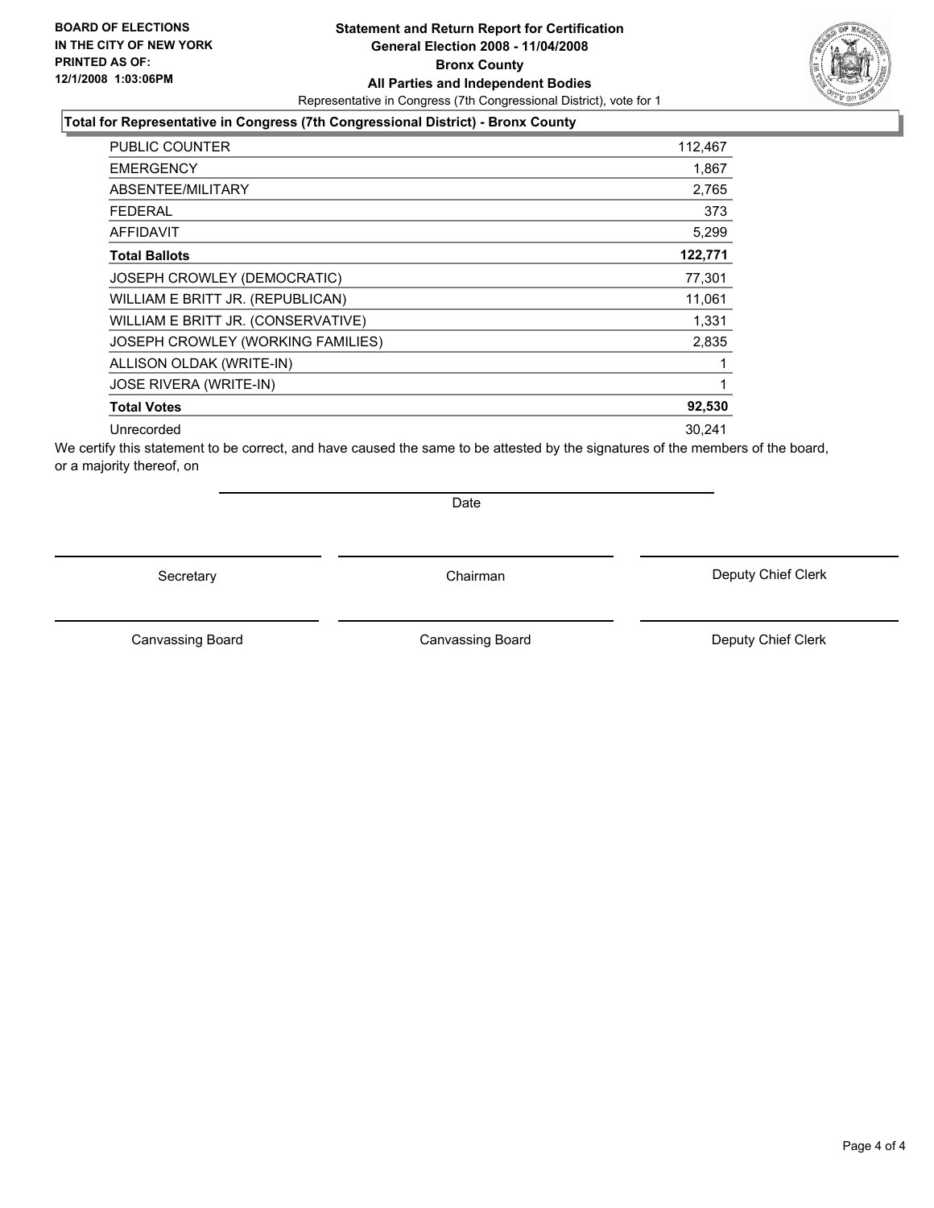**BOARD OF ELECTIONS IN THE CITY OF NEW YORK PRINTED AS OF: 12/1/2008 1:03:06PM**

**Statement and Return Report for Certification**
**General Election 2008 - 11/04/2008**
**Bronx County**
**All Parties and Independent Bodies**
Representative in Congress (7th Congressional District), vote for 1

### Total for Representative in Congress (7th Congressional District) - Bronx County

| | |
|---|---|
| PUBLIC COUNTER | 112,467 |
| EMERGENCY | 1,867 |
| ABSENTEE/MILITARY | 2,765 |
| FEDERAL | 373 |
| AFFIDAVIT | 5,299 |
| **Total Ballots** | **122,771** |
| JOSEPH CROWLEY (DEMOCRATIC) | 77,301 |
| WILLIAM E BRITT JR. (REPUBLICAN) | 11,061 |
| WILLIAM E BRITT JR. (CONSERVATIVE) | 1,331 |
| JOSEPH CROWLEY (WORKING FAMILIES) | 2,835 |
| ALLISON OLDAK (WRITE-IN) | 1 |
| JOSE RIVERA (WRITE-IN) | 1 |
| **Total Votes** | **92,530** |
| Unrecorded | 30,241 |

We certify this statement to be correct, and have caused the same to be attested by the signatures of the members of the board, or a majority thereof, on

Date

Secretary | Chairman | Deputy Chief Clerk

Canvassing Board | Canvassing Board | Deputy Chief Clerk